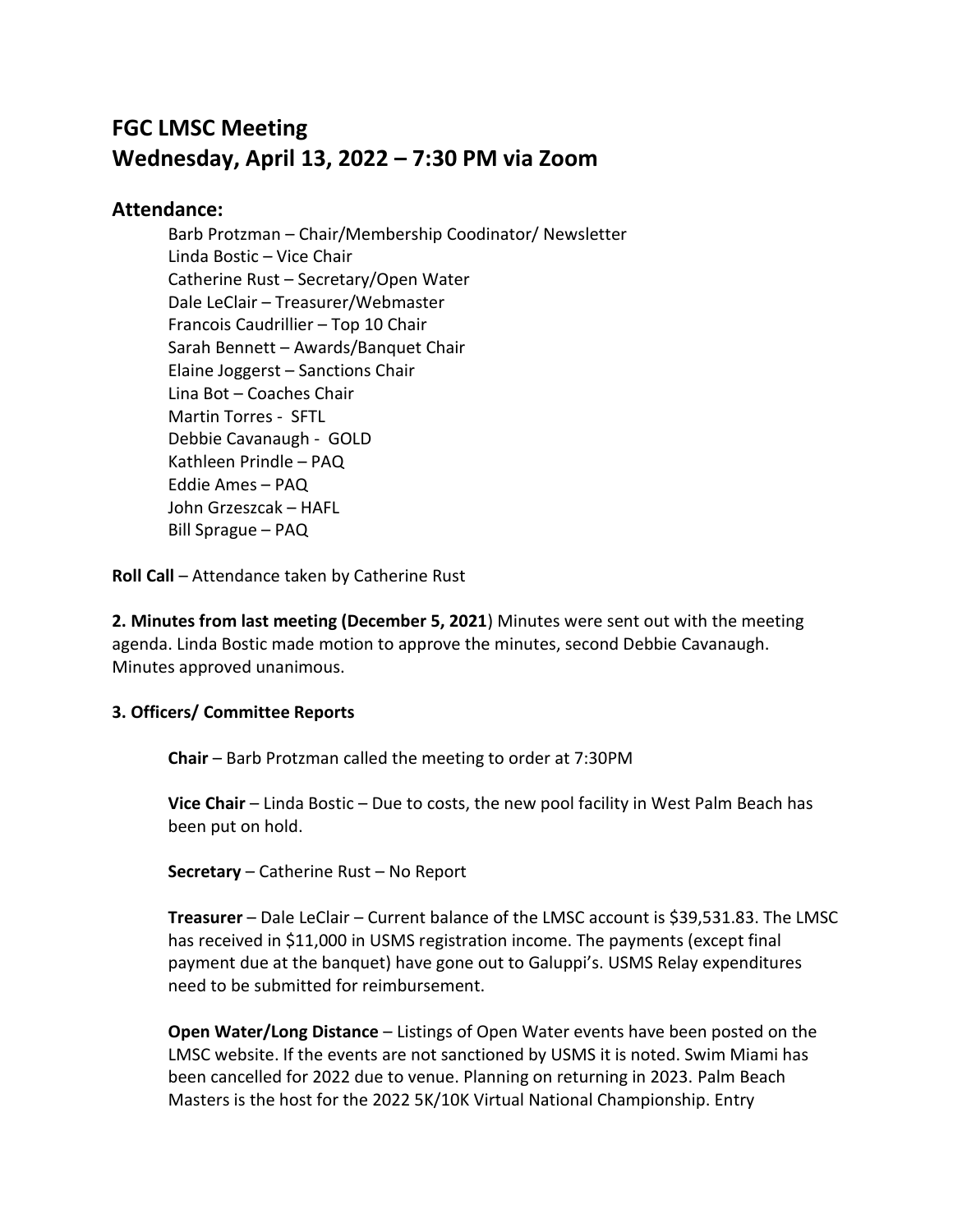# FGC LMSC Meeting
# Wednesday, April 13, 2022 – 7:30 PM via Zoom

## Attendance:

Barb Protzman – Chair/Membership Coodinator/ Newsletter
Linda Bostic – Vice Chair
Catherine Rust – Secretary/Open Water
Dale LeClair – Treasurer/Webmaster
Francois Caudrillier – Top 10 Chair
Sarah Bennett – Awards/Banquet Chair
Elaine Joggerst – Sanctions Chair
Lina Bot – Coaches Chair
Martin Torres - SFTL
Debbie Cavanaugh - GOLD
Kathleen Prindle – PAQ
Eddie Ames – PAQ
John Grzeszcak – HAFL
Bill Sprague – PAQ

**Roll Call** – Attendance taken by Catherine Rust

**2. Minutes from last meeting (December 5, 2021**) Minutes were sent out with the meeting agenda. Linda Bostic made motion to approve the minutes, second Debbie Cavanaugh. Minutes approved unanimous.

**3. Officers/ Committee Reports**

**Chair** – Barb Protzman called the meeting to order at 7:30PM

**Vice Chair** – Linda Bostic – Due to costs, the new pool facility in West Palm Beach has been put on hold.

**Secretary** – Catherine Rust – No Report

**Treasurer** – Dale LeClair – Current balance of the LMSC account is $39,531.83. The LMSC has received in $11,000 in USMS registration income. The payments (except final payment due at the banquet) have gone out to Galuppi's. USMS Relay expenditures need to be submitted for reimbursement.

**Open Water/Long Distance** – Listings of Open Water events have been posted on the LMSC website. If the events are not sanctioned by USMS it is noted. Swim Miami has been cancelled for 2022 due to venue. Planning on returning in 2023. Palm Beach Masters is the host for the 2022 5K/10K Virtual National Championship. Entry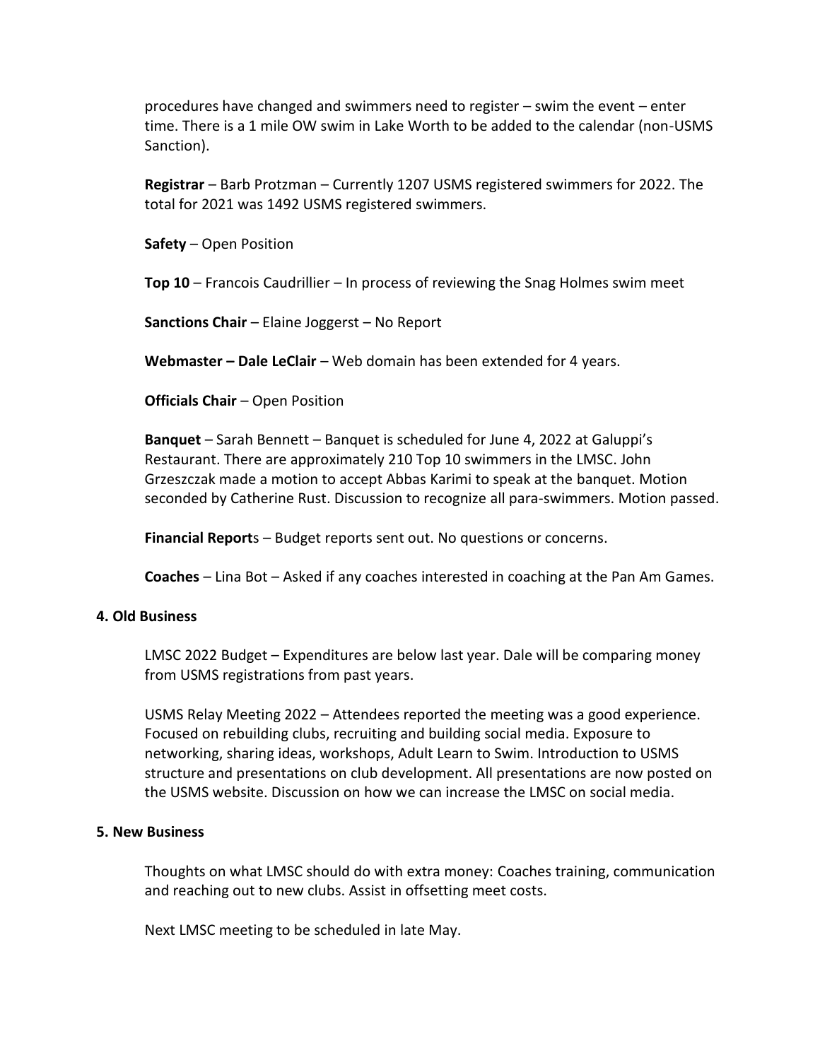procedures have changed and swimmers need to register – swim the event – enter time. There is a 1 mile OW swim in Lake Worth to be added to the calendar (non-USMS Sanction).

**Registrar** – Barb Protzman – Currently 1207 USMS registered swimmers for 2022. The total for 2021 was 1492 USMS registered swimmers.

**Safety** – Open Position

**Top 10** – Francois Caudrillier – In process of reviewing the Snag Holmes swim meet

**Sanctions Chair** – Elaine Joggerst – No Report

**Webmaster – Dale LeClair** – Web domain has been extended for 4 years.

**Officials Chair** – Open Position

**Banquet** – Sarah Bennett – Banquet is scheduled for June 4, 2022 at Galuppi's Restaurant. There are approximately 210 Top 10 swimmers in the LMSC. John Grzeszczak made a motion to accept Abbas Karimi to speak at the banquet. Motion seconded by Catherine Rust. Discussion to recognize all para-swimmers. Motion passed.

**Financial Report**s – Budget reports sent out. No questions or concerns.

**Coaches** – Lina Bot – Asked if any coaches interested in coaching at the Pan Am Games.

## 4. Old Business

LMSC 2022 Budget – Expenditures are below last year. Dale will be comparing money from USMS registrations from past years.

USMS Relay Meeting 2022 – Attendees reported the meeting was a good experience. Focused on rebuilding clubs, recruiting and building social media. Exposure to networking, sharing ideas, workshops, Adult Learn to Swim. Introduction to USMS structure and presentations on club development. All presentations are now posted on the USMS website. Discussion on how we can increase the LMSC on social media.

## 5. New Business

Thoughts on what LMSC should do with extra money: Coaches training, communication and reaching out to new clubs. Assist in offsetting meet costs.

Next LMSC meeting to be scheduled in late May.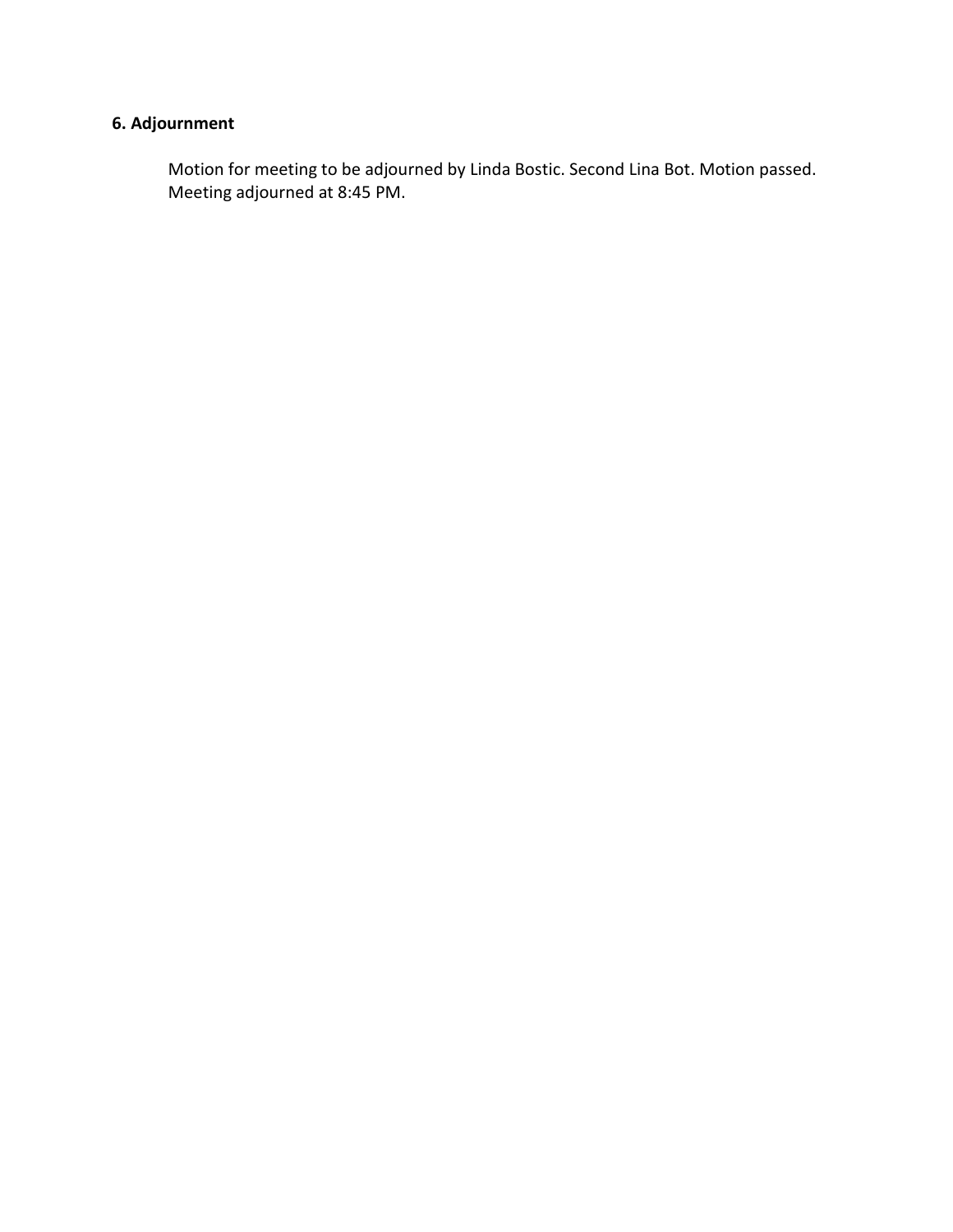### 6. Adjournment

Motion for meeting to be adjourned by Linda Bostic. Second Lina Bot. Motion passed. Meeting adjourned at 8:45 PM.